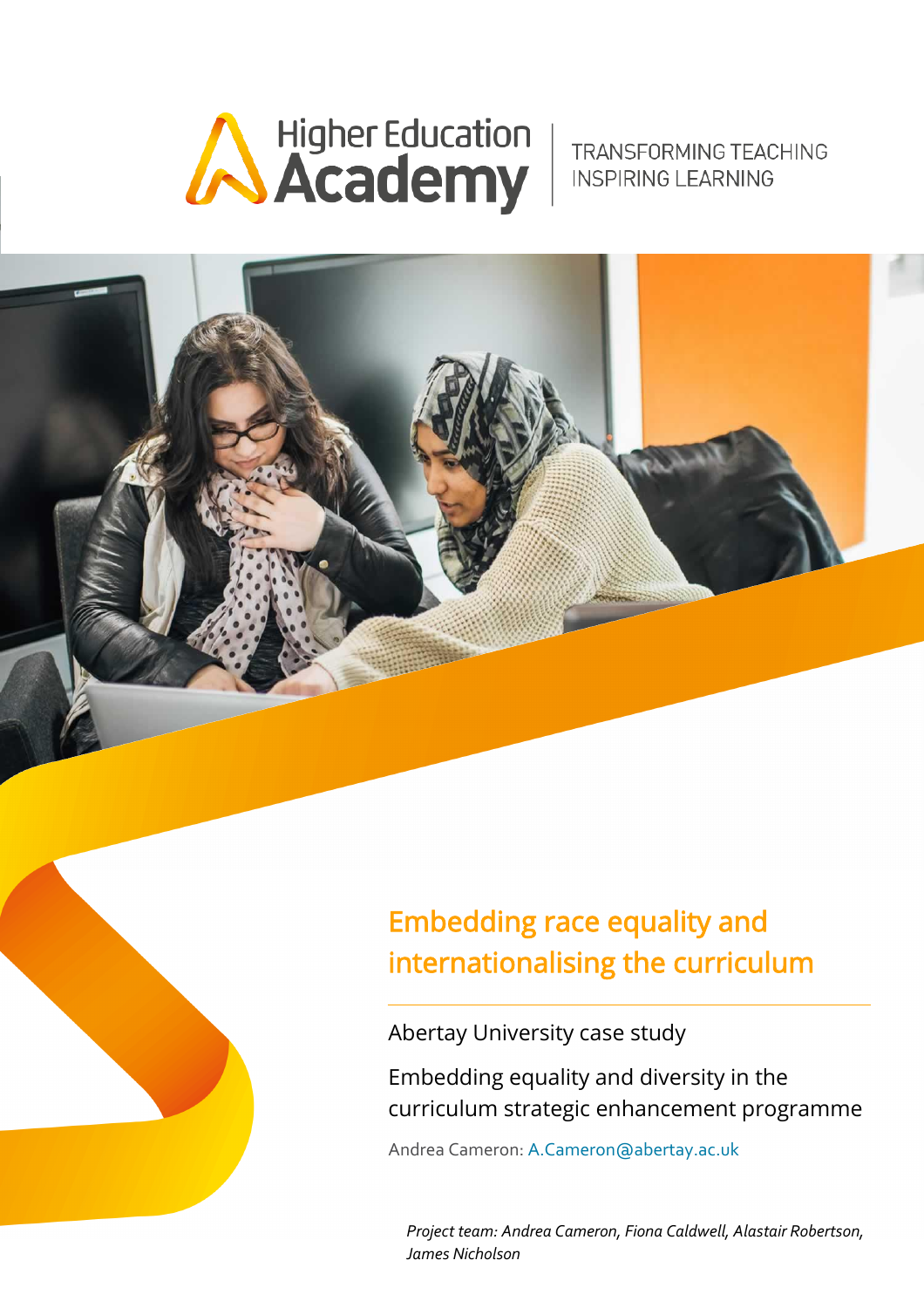Higher Education Academy

TRANSFORMING TEACHING INSPIRING LEARNING

# Embedding race equality and internationalising the curriculum

Abertay University case study

Embedding equality and diversity in the curriculum strategic enhancement programme

Andrea Cameron: A.Cameron@abertay.ac.uk

*Project team: Andrea Cameron, Fiona Caldwell, Alastair Robertson, James Nicholson*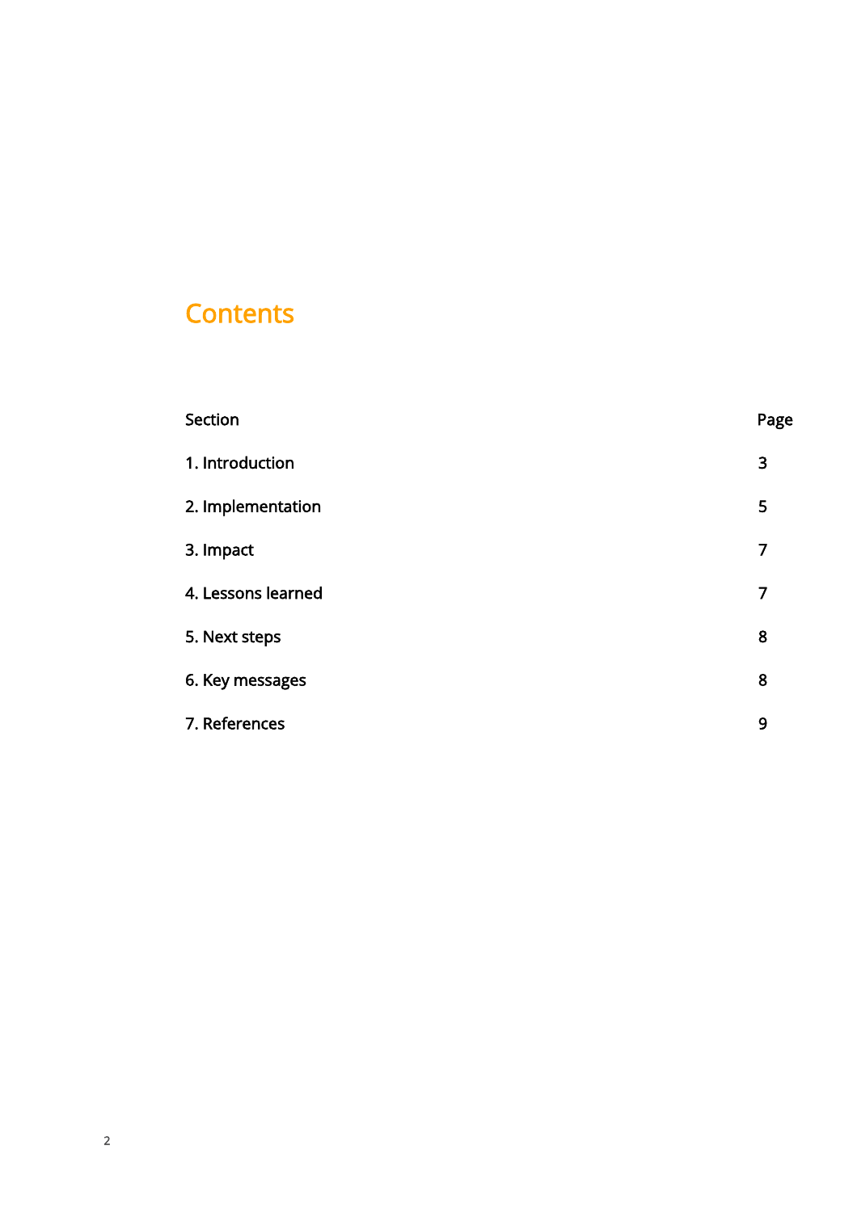# Contents

| Section | Page |
| --- | --- |
| 1. Introduction | 3 |
| 2. Implementation | 5 |
| 3. Impact | 7 |
| 4. Lessons learned | 7 |
| 5. Next steps | 8 |
| 6. Key messages | 8 |
| 7. References | 9 |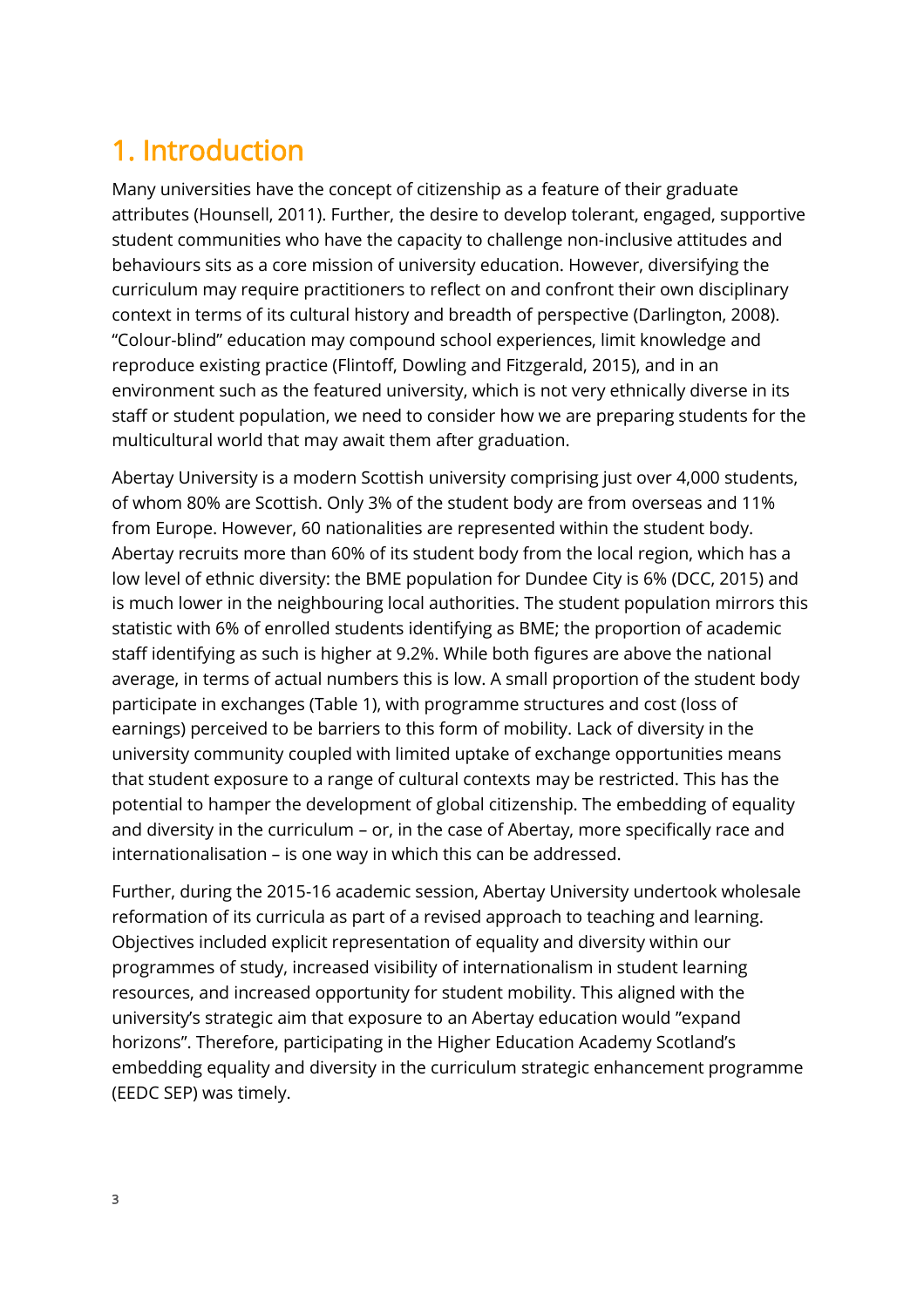# 1. Introduction

Many universities have the concept of citizenship as a feature of their graduate attributes (Hounsell, 2011). Further, the desire to develop tolerant, engaged, supportive student communities who have the capacity to challenge non-inclusive attitudes and behaviours sits as a core mission of university education. However, diversifying the curriculum may require practitioners to reflect on and confront their own disciplinary context in terms of its cultural history and breadth of perspective (Darlington, 2008). "Colour-blind" education may compound school experiences, limit knowledge and reproduce existing practice (Flintoff, Dowling and Fitzgerald, 2015), and in an environment such as the featured university, which is not very ethnically diverse in its staff or student population, we need to consider how we are preparing students for the multicultural world that may await them after graduation.

Abertay University is a modern Scottish university comprising just over 4,000 students, of whom 80% are Scottish. Only 3% of the student body are from overseas and 11% from Europe. However, 60 nationalities are represented within the student body. Abertay recruits more than 60% of its student body from the local region, which has a low level of ethnic diversity: the BME population for Dundee City is 6% (DCC, 2015) and is much lower in the neighbouring local authorities. The student population mirrors this statistic with 6% of enrolled students identifying as BME; the proportion of academic staff identifying as such is higher at 9.2%. While both figures are above the national average, in terms of actual numbers this is low. A small proportion of the student body participate in exchanges (Table 1), with programme structures and cost (loss of earnings) perceived to be barriers to this form of mobility. Lack of diversity in the university community coupled with limited uptake of exchange opportunities means that student exposure to a range of cultural contexts may be restricted. This has the potential to hamper the development of global citizenship. The embedding of equality and diversity in the curriculum – or, in the case of Abertay, more specifically race and internationalisation – is one way in which this can be addressed.

Further, during the 2015-16 academic session, Abertay University undertook wholesale reformation of its curricula as part of a revised approach to teaching and learning. Objectives included explicit representation of equality and diversity within our programmes of study, increased visibility of internationalism in student learning resources, and increased opportunity for student mobility. This aligned with the university's strategic aim that exposure to an Abertay education would "expand horizons". Therefore, participating in the Higher Education Academy Scotland's embedding equality and diversity in the curriculum strategic enhancement programme (EEDC SEP) was timely.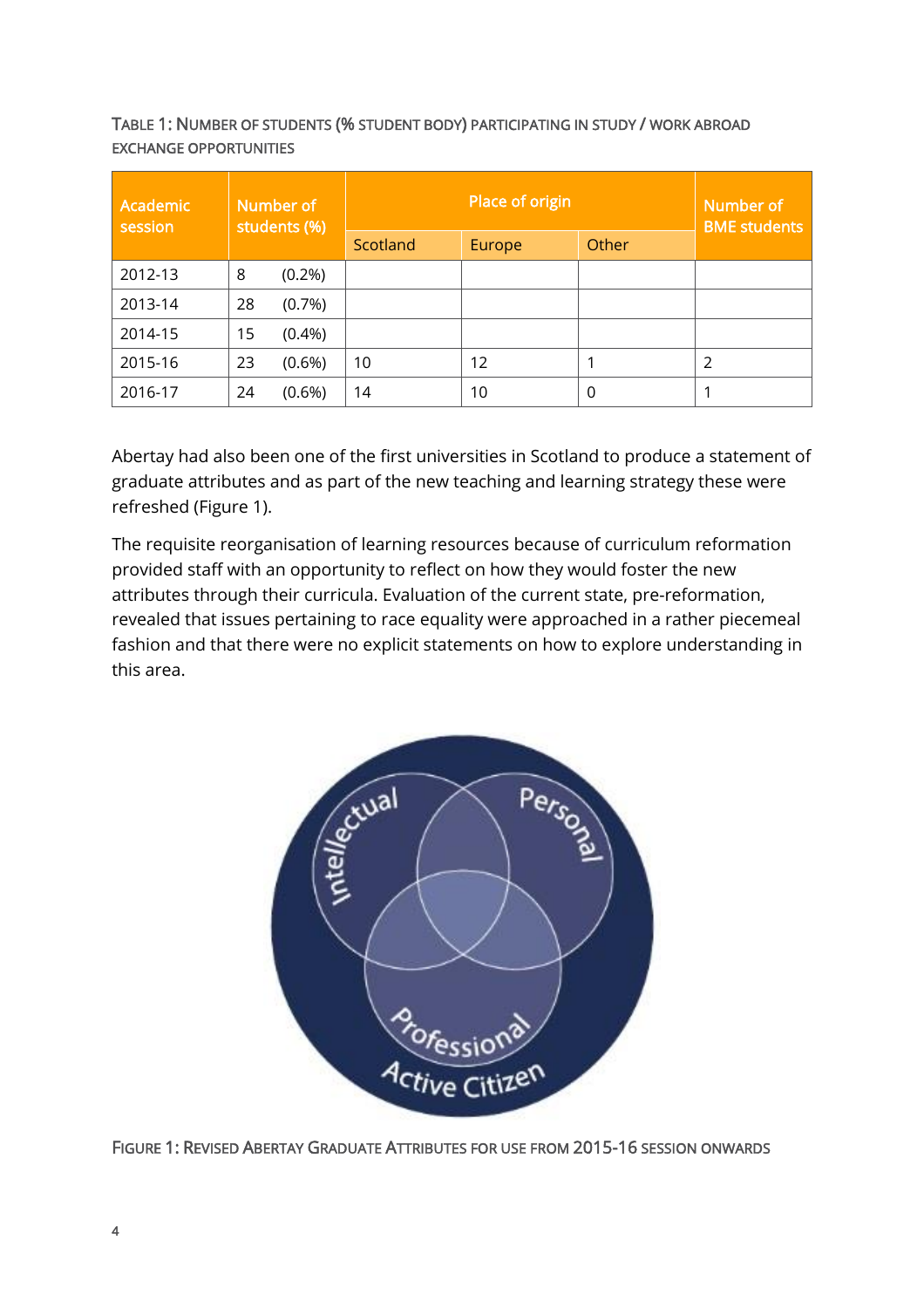TABLE 1: NUMBER OF STUDENTS (% STUDENT BODY) PARTICIPATING IN STUDY / WORK ABROAD EXCHANGE OPPORTUNITIES

| Academic session | Number of students (%) | Place of origin | | | Number of BME students |
|---|---|---|---|---|---|
| | | Scotland | Europe | Other | |
| 2012-13 | 8 (0.2%) | | | | |
| 2013-14 | 28 (0.7%) | | | | |
| 2014-15 | 15 (0.4%) | | | | |
| 2015-16 | 23 (0.6%) | 10 | 12 | 1 | 2 |
| 2016-17 | 24 (0.6%) | 14 | 10 | 0 | 1 |

Abertay had also been one of the first universities in Scotland to produce a statement of graduate attributes and as part of the new teaching and learning strategy these were refreshed (Figure 1).

The requisite reorganisation of learning resources because of curriculum reformation provided staff with an opportunity to reflect on how they would foster the new attributes through their curricula. Evaluation of the current state, pre-reformation, revealed that issues pertaining to race equality were approached in a rather piecemeal fashion and that there were no explicit statements on how to explore understanding in this area.

FIGURE 1: REVISED ABERTAY GRADUATE ATTRIBUTES FOR USE FROM 2015-16 SESSION ONWARDS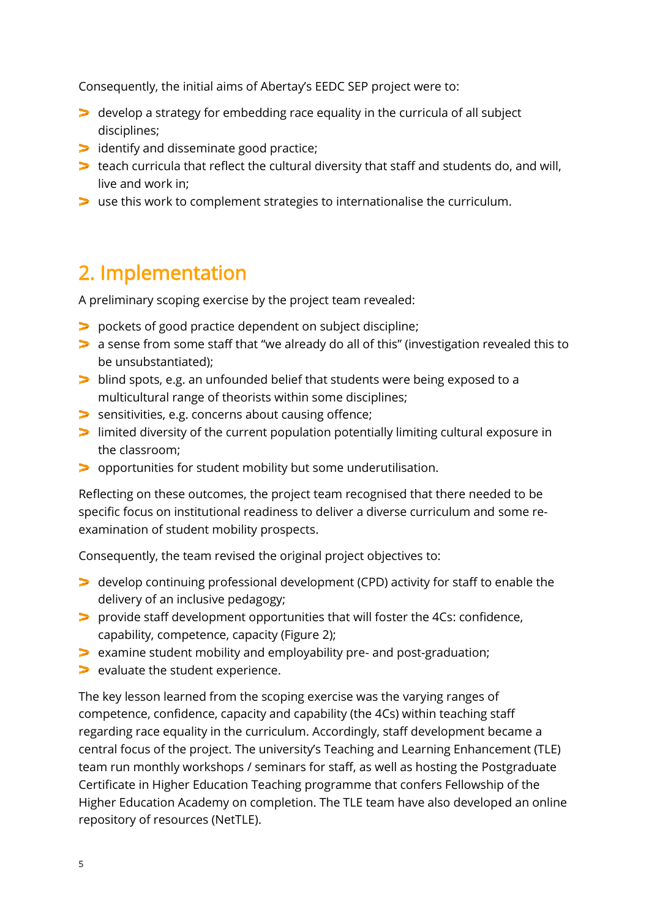Consequently, the initial aims of Abertay's EEDC SEP project were to:

- develop a strategy for embedding race equality in the curricula of all subject disciplines;
- identify and disseminate good practice;
- teach curricula that reflect the cultural diversity that staff and students do, and will, live and work in;
- use this work to complement strategies to internationalise the curriculum.

## 2. Implementation

A preliminary scoping exercise by the project team revealed:

- pockets of good practice dependent on subject discipline;
- a sense from some staff that "we already do all of this" (investigation revealed this to be unsubstantiated);
- blind spots, e.g. an unfounded belief that students were being exposed to a multicultural range of theorists within some disciplines;
- sensitivities, e.g. concerns about causing offence;
- limited diversity of the current population potentially limiting cultural exposure in the classroom;
- opportunities for student mobility but some underutilisation.

Reflecting on these outcomes, the project team recognised that there needed to be specific focus on institutional readiness to deliver a diverse curriculum and some re-examination of student mobility prospects.

Consequently, the team revised the original project objectives to:

- develop continuing professional development (CPD) activity for staff to enable the delivery of an inclusive pedagogy;
- provide staff development opportunities that will foster the 4Cs: confidence, capability, competence, capacity (Figure 2);
- examine student mobility and employability pre- and post-graduation;
- evaluate the student experience.

The key lesson learned from the scoping exercise was the varying ranges of competence, confidence, capacity and capability (the 4Cs) within teaching staff regarding race equality in the curriculum. Accordingly, staff development became a central focus of the project. The university's Teaching and Learning Enhancement (TLE) team run monthly workshops / seminars for staff, as well as hosting the Postgraduate Certificate in Higher Education Teaching programme that confers Fellowship of the Higher Education Academy on completion. The TLE team have also developed an online repository of resources (NetTLE).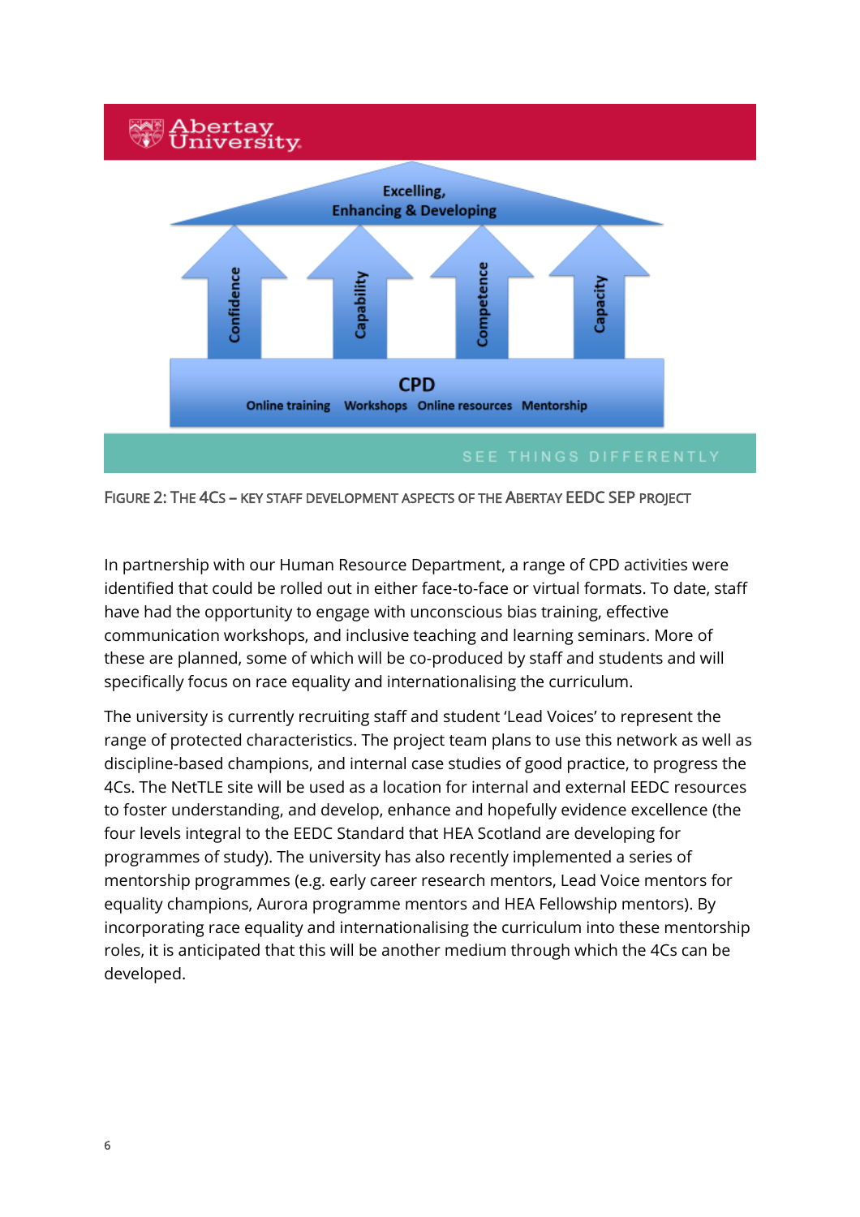Figure 2: The 4Cs – key staff development aspects of the Abertay EEDC SEP project

In partnership with our Human Resource Department, a range of CPD activities were identified that could be rolled out in either face-to-face or virtual formats. To date, staff have had the opportunity to engage with unconscious bias training, effective communication workshops, and inclusive teaching and learning seminars. More of these are planned, some of which will be co-produced by staff and students and will specifically focus on race equality and internationalising the curriculum.

The university is currently recruiting staff and student 'Lead Voices' to represent the range of protected characteristics. The project team plans to use this network as well as discipline-based champions, and internal case studies of good practice, to progress the 4Cs. The NetTLE site will be used as a location for internal and external EEDC resources to foster understanding, and develop, enhance and hopefully evidence excellence (the four levels integral to the EEDC Standard that HEA Scotland are developing for programmes of study). The university has also recently implemented a series of mentorship programmes (e.g. early career research mentors, Lead Voice mentors for equality champions, Aurora programme mentors and HEA Fellowship mentors). By incorporating race equality and internationalising the curriculum into these mentorship roles, it is anticipated that this will be another medium through which the 4Cs can be developed.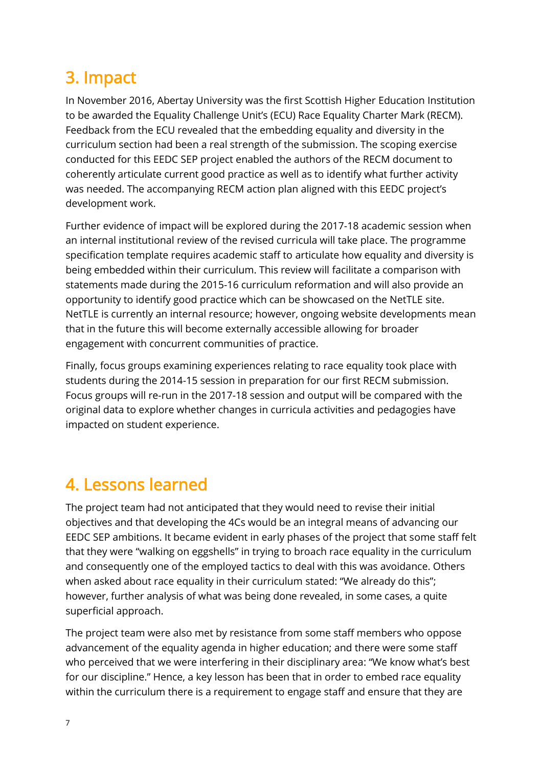## 3. Impact

In November 2016, Abertay University was the first Scottish Higher Education Institution to be awarded the Equality Challenge Unit's (ECU) Race Equality Charter Mark (RECM). Feedback from the ECU revealed that the embedding equality and diversity in the curriculum section had been a real strength of the submission. The scoping exercise conducted for this EEDC SEP project enabled the authors of the RECM document to coherently articulate current good practice as well as to identify what further activity was needed. The accompanying RECM action plan aligned with this EEDC project's development work.

Further evidence of impact will be explored during the 2017-18 academic session when an internal institutional review of the revised curricula will take place. The programme specification template requires academic staff to articulate how equality and diversity is being embedded within their curriculum. This review will facilitate a comparison with statements made during the 2015-16 curriculum reformation and will also provide an opportunity to identify good practice which can be showcased on the NetTLE site. NetTLE is currently an internal resource; however, ongoing website developments mean that in the future this will become externally accessible allowing for broader engagement with concurrent communities of practice.

Finally, focus groups examining experiences relating to race equality took place with students during the 2014-15 session in preparation for our first RECM submission. Focus groups will re-run in the 2017-18 session and output will be compared with the original data to explore whether changes in curricula activities and pedagogies have impacted on student experience.

## 4. Lessons learned

The project team had not anticipated that they would need to revise their initial objectives and that developing the 4Cs would be an integral means of advancing our EEDC SEP ambitions. It became evident in early phases of the project that some staff felt that they were "walking on eggshells" in trying to broach race equality in the curriculum and consequently one of the employed tactics to deal with this was avoidance. Others when asked about race equality in their curriculum stated: "We already do this"; however, further analysis of what was being done revealed, in some cases, a quite superficial approach.

The project team were also met by resistance from some staff members who oppose advancement of the equality agenda in higher education; and there were some staff who perceived that we were interfering in their disciplinary area: "We know what's best for our discipline." Hence, a key lesson has been that in order to embed race equality within the curriculum there is a requirement to engage staff and ensure that they are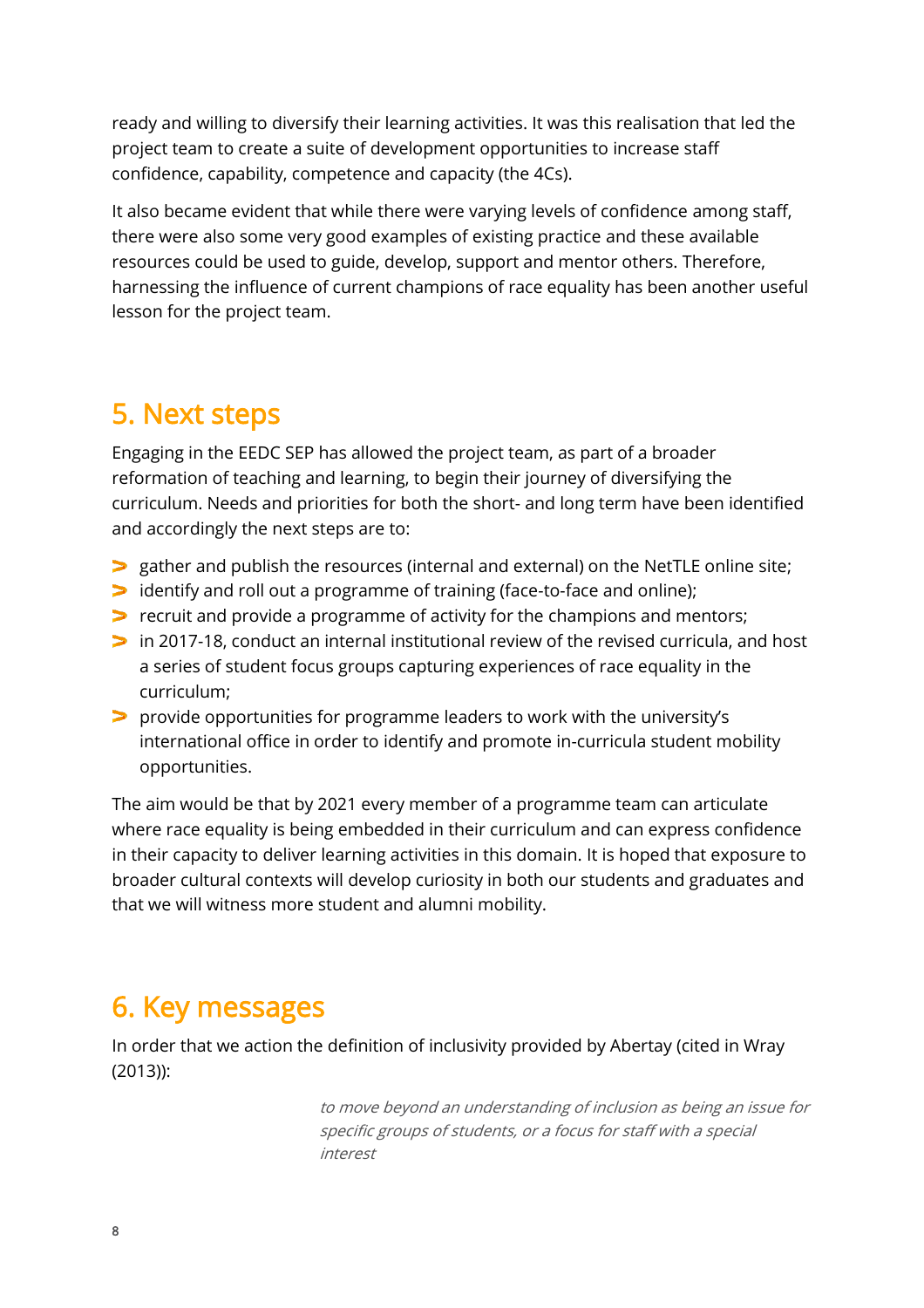ready and willing to diversify their learning activities. It was this realisation that led the project team to create a suite of development opportunities to increase staff confidence, capability, competence and capacity (the 4Cs).

It also became evident that while there were varying levels of confidence among staff, there were also some very good examples of existing practice and these available resources could be used to guide, develop, support and mentor others. Therefore, harnessing the influence of current champions of race equality has been another useful lesson for the project team.

## 5. Next steps

Engaging in the EEDC SEP has allowed the project team, as part of a broader reformation of teaching and learning, to begin their journey of diversifying the curriculum. Needs and priorities for both the short- and long term have been identified and accordingly the next steps are to:

- gather and publish the resources (internal and external) on the NetTLE online site;
- identify and roll out a programme of training (face-to-face and online);
- recruit and provide a programme of activity for the champions and mentors;
- in 2017-18, conduct an internal institutional review of the revised curricula, and host a series of student focus groups capturing experiences of race equality in the curriculum;
- provide opportunities for programme leaders to work with the university's international office in order to identify and promote in-curricula student mobility opportunities.

The aim would be that by 2021 every member of a programme team can articulate where race equality is being embedded in their curriculum and can express confidence in their capacity to deliver learning activities in this domain. It is hoped that exposure to broader cultural contexts will develop curiosity in both our students and graduates and that we will witness more student and alumni mobility.

## 6. Key messages

In order that we action the definition of inclusivity provided by Abertay (cited in Wray (2013)):

> *to move beyond an understanding of inclusion as being an issue for specific groups of students, or a focus for staff with a special interest*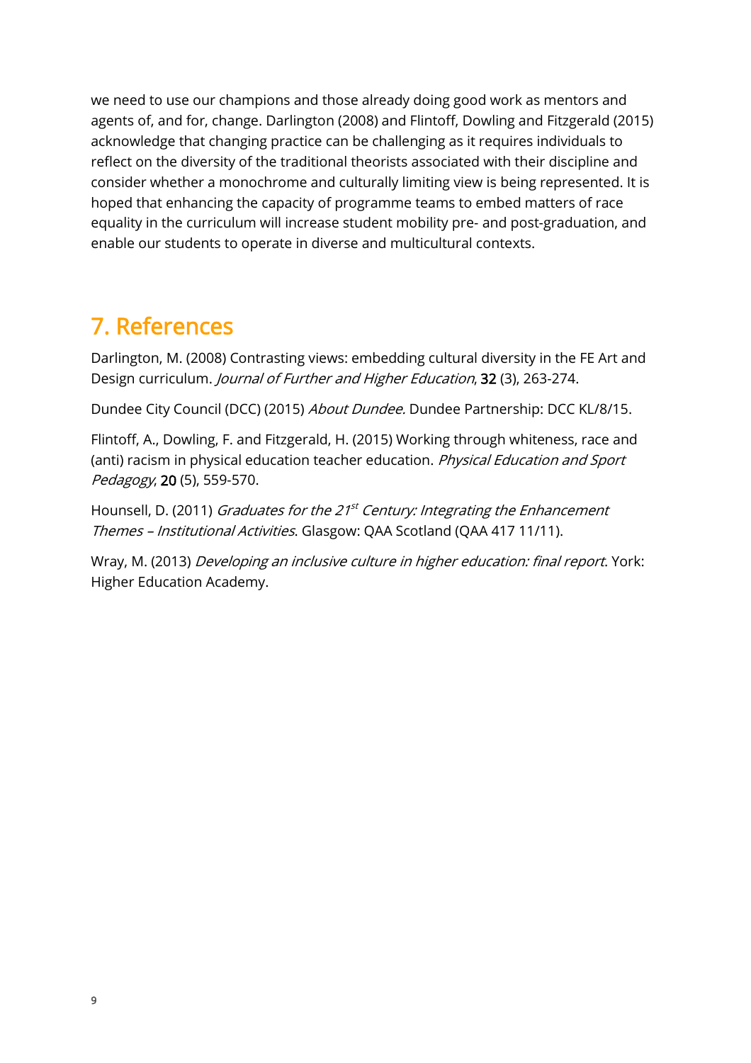we need to use our champions and those already doing good work as mentors and agents of, and for, change. Darlington (2008) and Flintoff, Dowling and Fitzgerald (2015) acknowledge that changing practice can be challenging as it requires individuals to reflect on the diversity of the traditional theorists associated with their discipline and consider whether a monochrome and culturally limiting view is being represented. It is hoped that enhancing the capacity of programme teams to embed matters of race equality in the curriculum will increase student mobility pre- and post-graduation, and enable our students to operate in diverse and multicultural contexts.

## 7. References

Darlington, M. (2008) Contrasting views: embedding cultural diversity in the FE Art and Design curriculum. *Journal of Further and Higher Education*, **32** (3), 263-274.

Dundee City Council (DCC) (2015) *About Dundee*. Dundee Partnership: DCC KL/8/15.

Flintoff, A., Dowling, F. and Fitzgerald, H. (2015) Working through whiteness, race and (anti) racism in physical education teacher education. *Physical Education and Sport Pedagogy*, **20** (5), 559-570.

Hounsell, D. (2011) *Graduates for the 21st Century: Integrating the Enhancement Themes – Institutional Activities*. Glasgow: QAA Scotland (QAA 417 11/11).

Wray, M. (2013) *Developing an inclusive culture in higher education: final report*. York: Higher Education Academy.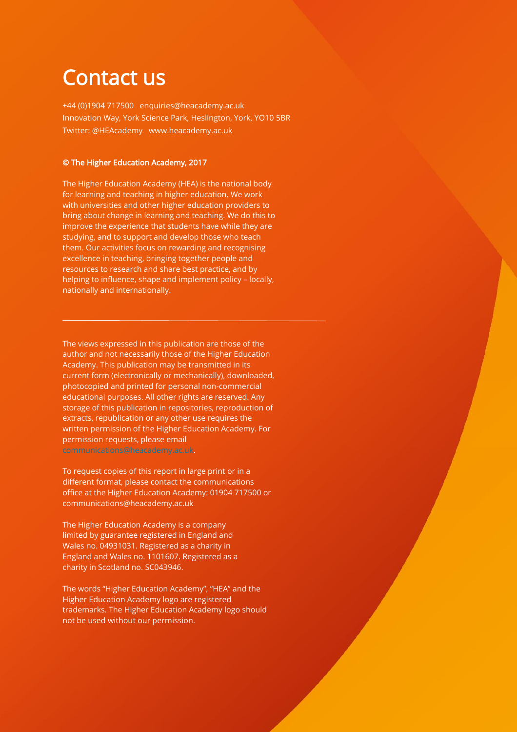# Contact us

+44 (0)1904 717500 enquiries@heacademy.ac.uk
Innovation Way, York Science Park, Heslington, York, YO10 5BR
Twitter: @HEAcademy www.heacademy.ac.uk

**© The Higher Education Academy, 2017**

The Higher Education Academy (HEA) is the national body for learning and teaching in higher education. We work with universities and other higher education providers to bring about change in learning and teaching. We do this to improve the experience that students have while they are studying, and to support and develop those who teach them. Our activities focus on rewarding and recognising excellence in teaching, bringing together people and resources to research and share best practice, and by helping to influence, shape and implement policy – locally, nationally and internationally.

---

The views expressed in this publication are those of the author and not necessarily those of the Higher Education Academy. This publication may be transmitted in its current form (electronically or mechanically), downloaded, photocopied and printed for personal non-commercial educational purposes. All other rights are reserved. Any storage of this publication in repositories, reproduction of extracts, republication or any other use requires the written permission of the Higher Education Academy. For permission requests, please email communications@heacademy.ac.uk.

To request copies of this report in large print or in a different format, please contact the communications office at the Higher Education Academy: 01904 717500 or communications@heacademy.ac.uk

The Higher Education Academy is a company limited by guarantee registered in England and Wales no. 04931031. Registered as a charity in England and Wales no. 1101607. Registered as a charity in Scotland no. SC043946.

The words "Higher Education Academy", "HEA" and the Higher Education Academy logo are registered trademarks. The Higher Education Academy logo should not be used without our permission.